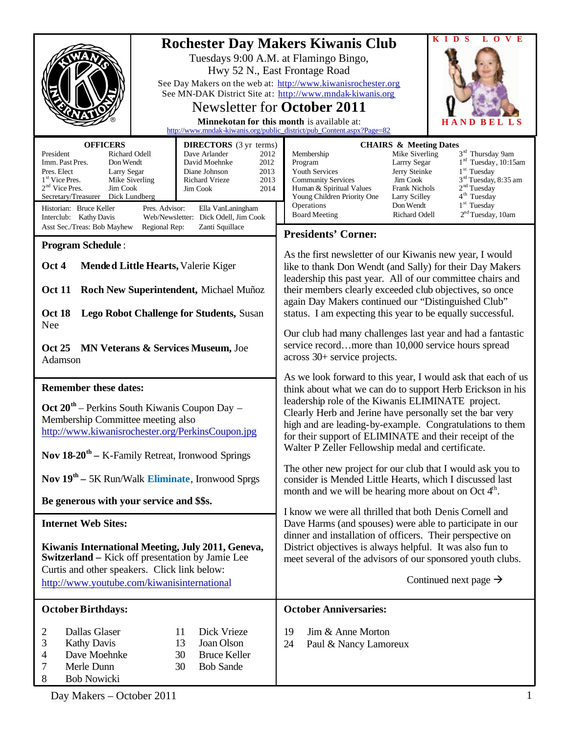# Rochester Day Makers Kiwanis Club

Tuesdays 9:00 A.M. at Flamingo Bingo,
Hwy 52 N., East Frontage Road

See Day Makers on the web at: http://www.kiwanisrochester.org
See MN-DAK District Site at: http://www.mndak-kiwanis.org

## Newsletter for **October 2011**

**Minnekotan for this month** is available at:
http://www.mndak-kiwanis.org/public_district/pub_Content.aspx?Page=82

KIDS LOVE HAND BELLS

| OFFICERS | | DIRECTORS (3 yr terms) | |
|---|---|---|---|
| President | Richard Odell | Dave Arlander | 2012 |
| Imm. Past Pres. | Don Wendt | David Moehnke | 2012 |
| Pres. Elect | Larry Segar | Diane Johnson | 2013 |
| 1st Vice Pres. | Mike Siverling | Richard Vrieze | 2013 |
| 2nd Vice Pres. | Jim Cook | Jim Cook | 2014 |
| Secretary/Treasurer | Dick Lundberg | | |

Historian: Bruce Keller — Pres. Advisor: Ella VanLaningham
Interclub: Kathy Davis — Web/Newsletter: Dick Odell, Jim Cook
Asst Sec./Treas: Bob Mayhew — Regional Rep: Zanti Squillace

| CHAIRS & Meeting Dates | | |
|---|---|---|
| Membership | Mike Siverling | 3rd Thursday 9am |
| Program | Larrry Segar | 1st Tuesday, 10:15am |
| Youth Services | Jerry Steinke | 1st Tuesday |
| Community Services | Jim Cook | 3rd Tuesday, 8:35 am |
| Human & Spiritual Values | Frank Nichols | 2nd Tuesday |
| Young Children Priority One | Larry Scilley | 4th Tuesday |
| Operations | Don Wendt | 1st Tuesday |
| Board Meeting | Richard Odell | 2nd Tuesday, 10am |

### Program Schedule:

**Oct 4 Mended Little Hearts,** Valerie Kiger

**Oct 11 Roch New Superintendent,** Michael Muñoz

**Oct 18 Lego Robot Challenge for Students,** Susan Nee

**Oct 25 MN Veterans & Services Museum,** Joe Adamson

### Remember these dates:

**Oct 20th** – Perkins South Kiwanis Coupon Day – Membership Committee meeting also
http://www.kiwanisrochester.org/PerkinsCoupon.jpg

**Nov 18-20th –** K-Family Retreat, Ironwood Springs

**Nov 19th –** 5K Run/Walk **Eliminate**, Ironwood Sprgs

**Be generous with your service and $$s.**

### Internet Web Sites:

**Kiwanis International Meeting, July 2011, Geneva, Switzerland –** Kick off presentation by Jamie Lee Curtis and other speakers. Click link below:
http://www.youtube.com/kiwanisinternational

### Presidents' Corner:

As the first newsletter of our Kiwanis new year, I would like to thank Don Wendt (and Sally) for their Day Makers leadership this past year. All of our committee chairs and their members clearly exceeded club objectives, so once again Day Makers continued our "Distinguished Club" status. I am expecting this year to be equally successful.

Our club had many challenges last year and had a fantastic service record…more than 10,000 service hours spread across 30+ service projects.

As we look forward to this year, I would ask that each of us think about what we can do to support Herb Erickson in his leadership role of the Kiwanis ELIMINATE project. Clearly Herb and Jerine have personally set the bar very high and are leading-by-example. Congratulations to them for their support of ELIMINATE and their receipt of the Walter P Zeller Fellowship medal and certificate.

The other new project for our club that I would ask you to consider is Mended Little Hearts, which I discussed last month and we will be hearing more about on Oct 4th.

I know we were all thrilled that both Denis Cornell and Dave Harms (and spouses) were able to participate in our dinner and installation of officers. Their perspective on District objectives is always helpful. It was also fun to meet several of the advisors of our sponsored youth clubs.

Continued next page →

### October Birthdays:

| | | | |
|---|---|---|---|
| 2 | Dallas Glaser | 11 | Dick Vrieze |
| 3 | Kathy Davis | 13 | Joan Olson |
| 4 | Dave Moehnke | 30 | Bruce Keller |
| 7 | Merle Dunn | 30 | Bob Sande |
| 8 | Bob Nowicki | | |

### October Anniversaries:

| | |
|---|---|
| 19 | Jim & Anne Morton |
| 24 | Paul & Nancy Lamoreux |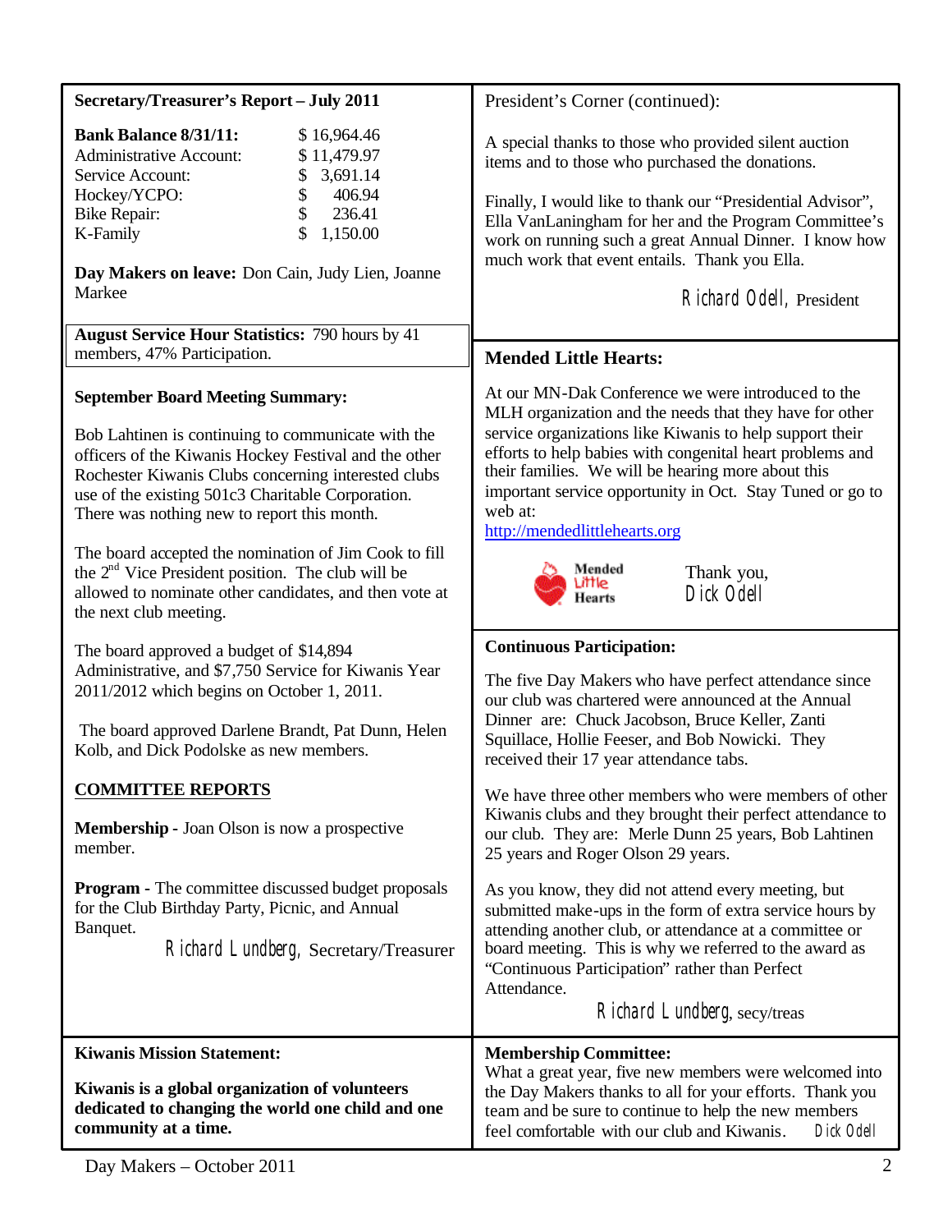## Secretary/Treasurer's Report – July 2011

| | |
|---|---|
| **Bank Balance 8/31/11:** | $ 16,964.46 |
| Administrative Account: | $ 11,479.97 |
| Service Account: | $ 3,691.14 |
| Hockey/YCPO: | $ 406.94 |
| Bike Repair: | $ 236.41 |
| K-Family | $ 1,150.00 |

**Day Makers on leave:** Don Cain, Judy Lien, Joanne Markee

**August Service Hour Statistics:** 790 hours by 41 members, 47% Participation.

**September Board Meeting Summary:**

Bob Lahtinen is continuing to communicate with the officers of the Kiwanis Hockey Festival and the other Rochester Kiwanis Clubs concerning interested clubs use of the existing 501c3 Charitable Corporation. There was nothing new to report this month.

The board accepted the nomination of Jim Cook to fill the 2nd Vice President position. The club will be allowed to nominate other candidates, and then vote at the next club meeting.

The board approved a budget of $14,894 Administrative, and $7,750 Service for Kiwanis Year 2011/2012 which begins on October 1, 2011.

The board approved Darlene Brandt, Pat Dunn, Helen Kolb, and Dick Podolske as new members.

**COMMITTEE REPORTS**

**Membership -** Joan Olson is now a prospective member.

**Program -** The committee discussed budget proposals for the Club Birthday Party, Picnic, and Annual Banquet.

Richard Lundberg, Secretary/Treasurer

## President's Corner (continued):

A special thanks to those who provided silent auction items and to those who purchased the donations.

Finally, I would like to thank our "Presidential Advisor", Ella VanLaningham for her and the Program Committee's work on running such a great Annual Dinner. I know how much work that event entails. Thank you Ella.

Richard Odell, President

## Mended Little Hearts:

At our MN-Dak Conference we were introduced to the MLH organization and the needs that they have for other service organizations like Kiwanis to help support their efforts to help babies with congenital heart problems and their families. We will be hearing more about this important service opportunity in Oct. Stay Tuned or go to web at:
http://mendedlittlehearts.org

Mended Little Hearts

Thank you,
Dick Odell

## Continuous Participation:

The five Day Makers who have perfect attendance since our club was chartered were announced at the Annual Dinner are: Chuck Jacobson, Bruce Keller, Zanti Squillace, Hollie Feeser, and Bob Nowicki. They received their 17 year attendance tabs.

We have three other members who were members of other Kiwanis clubs and they brought their perfect attendance to our club. They are: Merle Dunn 25 years, Bob Lahtinen 25 years and Roger Olson 29 years.

As you know, they did not attend every meeting, but submitted make-ups in the form of extra service hours by attending another club, or attendance at a committee or board meeting. This is why we referred to the award as "Continuous Participation" rather than Perfect Attendance.

Richard Lundberg, secy/treas

## Kiwanis Mission Statement:

**Kiwanis is a global organization of volunteers dedicated to changing the world one child and one community at a time.**

## Membership Committee:

What a great year, five new members were welcomed into the Day Makers thanks to all for your efforts. Thank you team and be sure to continue to help the new members feel comfortable with our club and Kiwanis. Dick Odell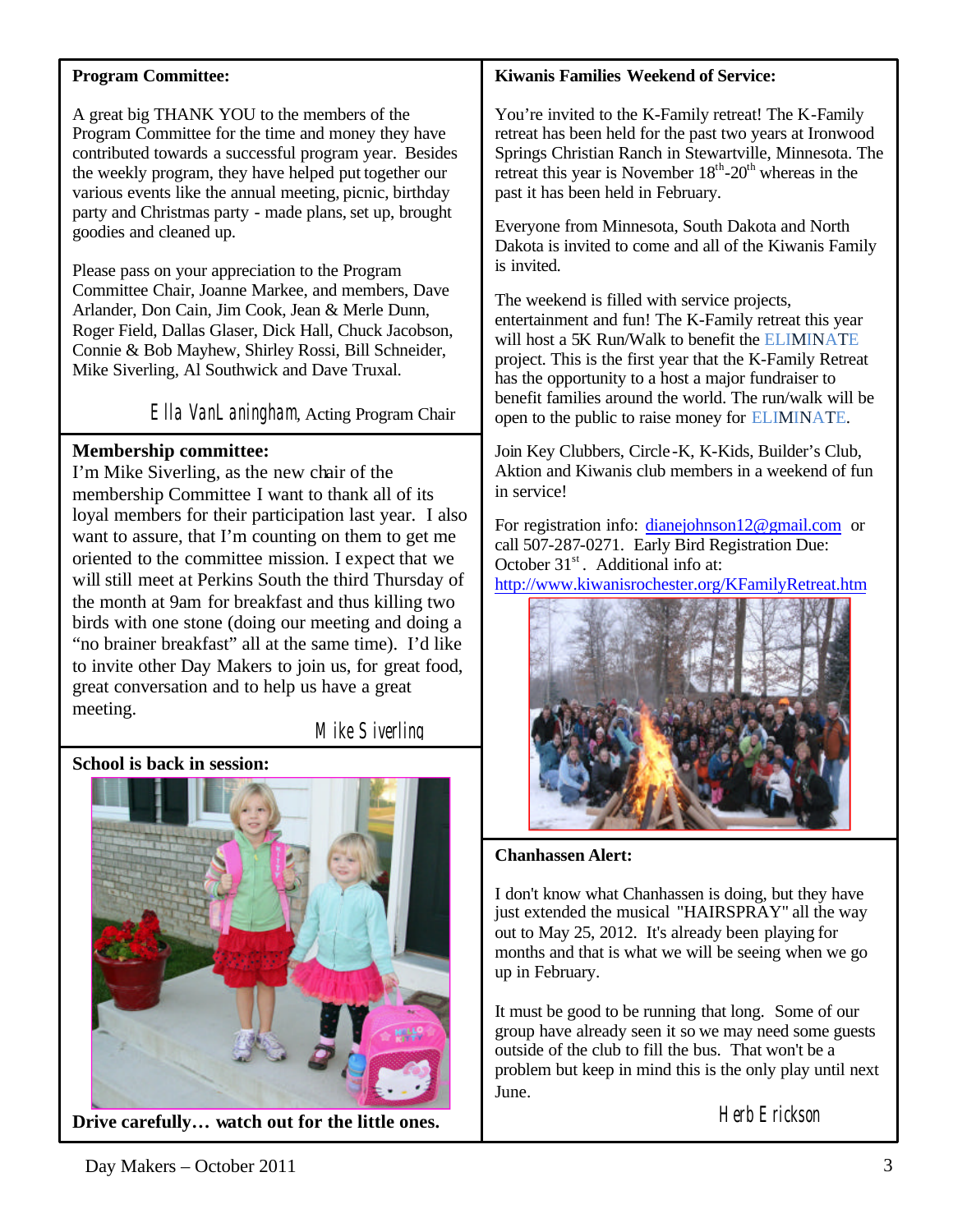## Program Committee:

A great big THANK YOU to the members of the Program Committee for the time and money they have contributed towards a successful program year. Besides the weekly program, they have helped put together our various events like the annual meeting, picnic, birthday party and Christmas party - made plans, set up, brought goodies and cleaned up.

Please pass on your appreciation to the Program Committee Chair, Joanne Markee, and members, Dave Arlander, Don Cain, Jim Cook, Jean & Merle Dunn, Roger Field, Dallas Glaser, Dick Hall, Chuck Jacobson, Connie & Bob Mayhew, Shirley Rossi, Bill Schneider, Mike Siverling, Al Southwick and Dave Truxal.

*Ella VanLaningham*, Acting Program Chair

## Membership committee:

I'm Mike Siverling, as the new chair of the membership Committee I want to thank all of its loyal members for their participation last year. I also want to assure, that I'm counting on them to get me oriented to the committee mission. I expect that we will still meet at Perkins South the third Thursday of the month at 9am for breakfast and thus killing two birds with one stone (doing our meeting and doing a "no brainer breakfast" all at the same time). I'd like to invite other Day Makers to join us, for great food, great conversation and to help us have a great meeting.

*Mike Siverling*

## School is back in session:

**Drive carefully… watch out for the little ones.**

## Kiwanis Families Weekend of Service:

You're invited to the K-Family retreat! The K-Family retreat has been held for the past two years at Ironwood Springs Christian Ranch in Stewartville, Minnesota. The retreat this year is November 18th-20th whereas in the past it has been held in February.

Everyone from Minnesota, South Dakota and North Dakota is invited to come and all of the Kiwanis Family is invited.

The weekend is filled with service projects, entertainment and fun! The K-Family retreat this year will host a 5K Run/Walk to benefit the ELIMINATE project. This is the first year that the K-Family Retreat has the opportunity to a host a major fundraiser to benefit families around the world. The run/walk will be open to the public to raise money for ELIMINATE.

Join Key Clubbers, Circle-K, K-Kids, Builder's Club, Aktion and Kiwanis club members in a weekend of fun in service!

For registration info: dianejohnson12@gmail.com or call 507-287-0271. Early Bird Registration Due: October 31st. Additional info at: http://www.kiwanisrochester.org/KFamilyRetreat.htm

## Chanhassen Alert:

I don't know what Chanhassen is doing, but they have just extended the musical "HAIRSPRAY" all the way out to May 25, 2012. It's already been playing for months and that is what we will be seeing when we go up in February.

It must be good to be running that long. Some of our group have already seen it so we may need some guests outside of the club to fill the bus. That won't be a problem but keep in mind this is the only play until next June.

*Herb Erickson*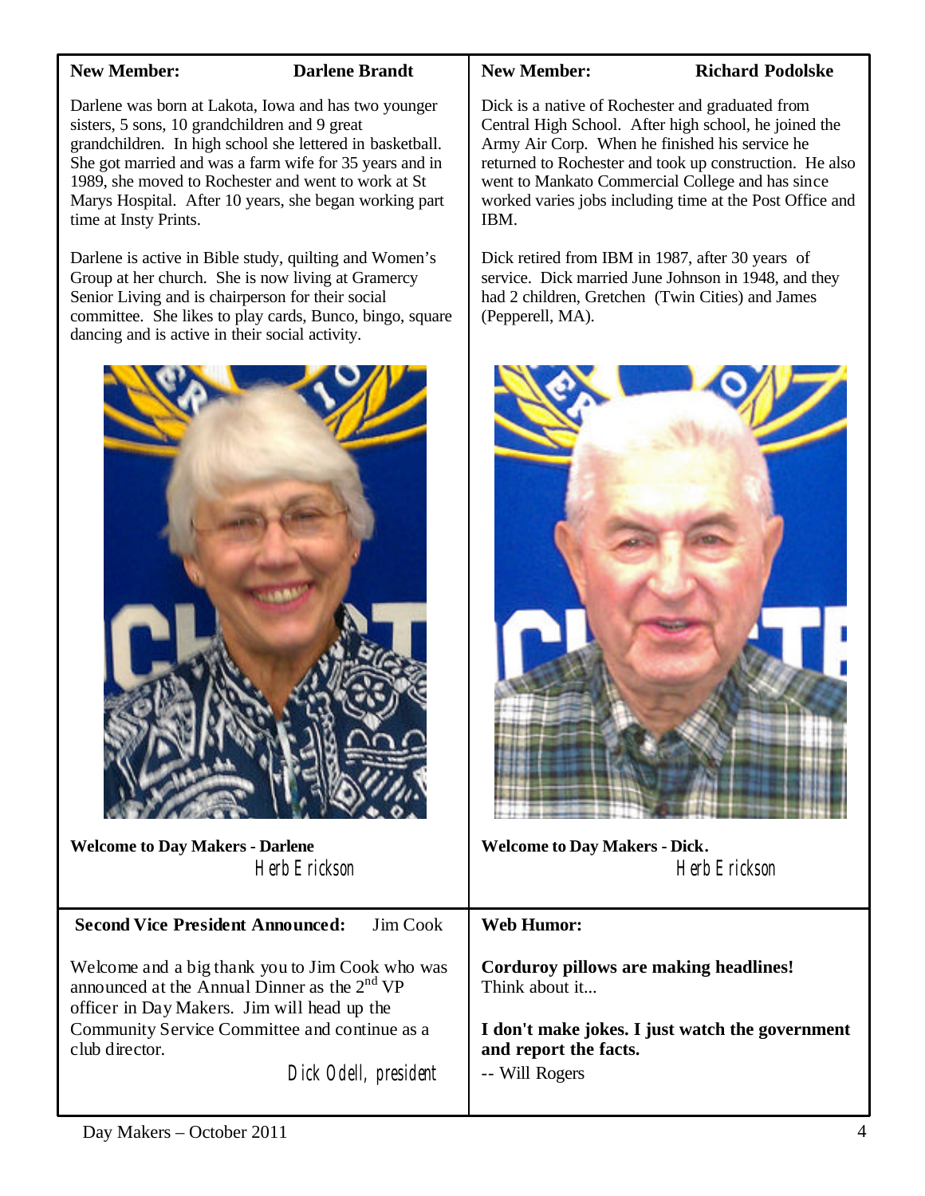**New Member:** **Darlene Brandt**

Darlene was born at Lakota, Iowa and has two younger sisters, 5 sons, 10 grandchildren and 9 great grandchildren. In high school she lettered in basketball. She got married and was a farm wife for 35 years and in 1989, she moved to Rochester and went to work at St Marys Hospital. After 10 years, she began working part time at Insty Prints.

Darlene is active in Bible study, quilting and Women's Group at her church. She is now living at Gramercy Senior Living and is chairperson for their social committee. She likes to play cards, Bunco, bingo, square dancing and is active in their social activity.

**Welcome to Day Makers - Darlene**

Herb Erickson

**New Member:** **Richard Podolske**

Dick is a native of Rochester and graduated from Central High School. After high school, he joined the Army Air Corp. When he finished his service he returned to Rochester and took up construction. He also went to Mankato Commercial College and has since worked varies jobs including time at the Post Office and IBM.

Dick retired from IBM in 1987, after 30 years of service. Dick married June Johnson in 1948, and they had 2 children, Gretchen (Twin Cities) and James (Pepperell, MA).

**Welcome to Day Makers - Dick.**

Herb Erickson

**Second Vice President Announced:** Jim Cook

Welcome and a big thank you to Jim Cook who was announced at the Annual Dinner as the 2nd VP officer in Day Makers. Jim will head up the Community Service Committee and continue as a club director.

Dick Odell, president

**Web Humor:**

**Corduroy pillows are making headlines!**
Think about it...

**I don't make jokes. I just watch the government and report the facts.**
-- Will Rogers